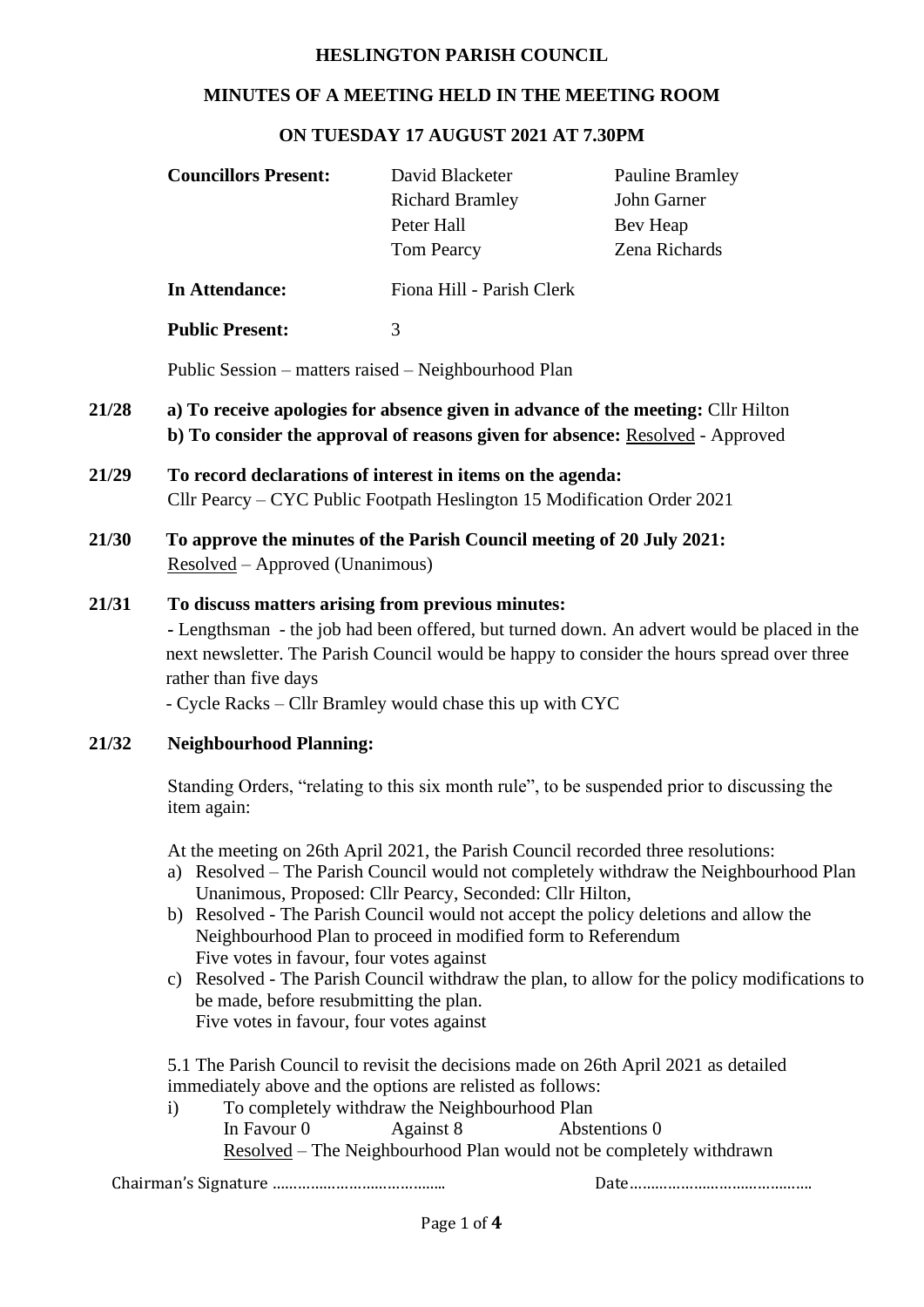**HESLINGTON PARISH COUNCIL**

**MINUTES OF A MEETING HELD IN THE MEETING ROOM**

**ON TUESDAY 17 AUGUST 2021 AT 7.30PM**

| | | |
|---|---|---|
| **Councillors Present:** | David Blacketer | Pauline Bramley |
| | Richard Bramley | John Garner |
| | Peter Hall | Bev Heap |
| | Tom Pearcy | Zena Richards |
| **In Attendance:** | Fiona Hill - Parish Clerk | |
| **Public Present:** | 3 | |

Public Session – matters raised – Neighbourhood Plan

**21/28** **a) To receive apologies for absence given in advance of the meeting:** Cllr Hilton
**b) To consider the approval of reasons given for absence:** Resolved - Approved

**21/29** **To record declarations of interest in items on the agenda:**
Cllr Pearcy – CYC Public Footpath Heslington 15 Modification Order 2021

**21/30** **To approve the minutes of the Parish Council meeting of 20 July 2021:**
Resolved – Approved (Unanimous)

**21/31** **To discuss matters arising from previous minutes:**
- Lengthsman - the job had been offered, but turned down. An advert would be placed in the next newsletter. The Parish Council would be happy to consider the hours spread over three rather than five days
- Cycle Racks – Cllr Bramley would chase this up with CYC

**21/32** **Neighbourhood Planning:**

Standing Orders, "relating to this six month rule", to be suspended prior to discussing the item again:

At the meeting on 26th April 2021, the Parish Council recorded three resolutions:

a) Resolved – The Parish Council would not completely withdraw the Neighbourhood Plan Unanimous, Proposed: Cllr Pearcy, Seconded: Cllr Hilton,
b) Resolved - The Parish Council would not accept the policy deletions and allow the Neighbourhood Plan to proceed in modified form to Referendum
Five votes in favour, four votes against
c) Resolved - The Parish Council withdraw the plan, to allow for the policy modifications to be made, before resubmitting the plan.
Five votes in favour, four votes against

5.1 The Parish Council to revisit the decisions made on 26th April 2021 as detailed immediately above and the options are relisted as follows:

i) To completely withdraw the Neighbourhood Plan
In Favour 0 Against 8 Abstentions 0
Resolved – The Neighbourhood Plan would not be completely withdrawn

Chairman's Signature …………………………………… Date……………………………………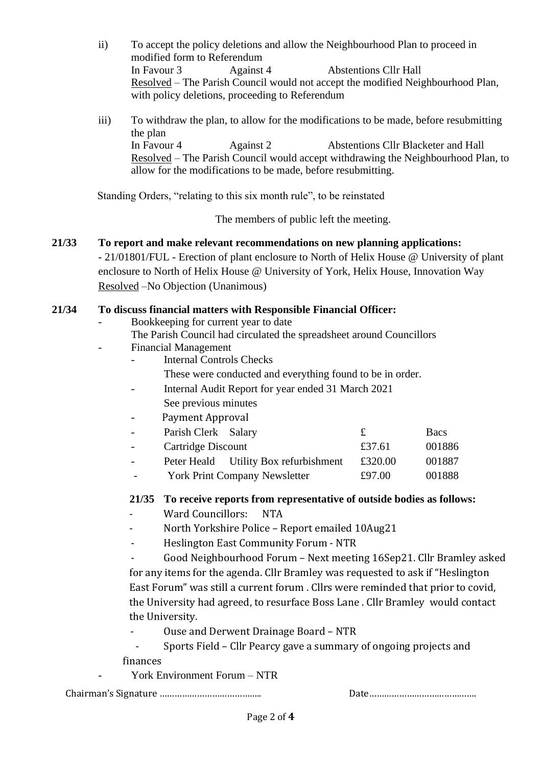ii) To accept the policy deletions and allow the Neighbourhood Plan to proceed in modified form to Referendum

In Favour 3 Against 4 Abstentions Cllr Hall

Resolved – The Parish Council would not accept the modified Neighbourhood Plan, with policy deletions, proceeding to Referendum

iii) To withdraw the plan, to allow for the modifications to be made, before resubmitting the plan

In Favour 4 Against 2 Abstentions Cllr Blacketer and Hall

Resolved – The Parish Council would accept withdrawing the Neighbourhood Plan, to allow for the modifications to be made, before resubmitting.

Standing Orders, "relating to this six month rule", to be reinstated

The members of public left the meeting.

**21/33 To report and make relevant recommendations on new planning applications:**

- 21/01801/FUL - Erection of plant enclosure to North of Helix House @ University of plant enclosure to North of Helix House @ University of York, Helix House, Innovation Way

Resolved –No Objection (Unanimous)

**21/34 To discuss financial matters with Responsible Financial Officer:**

- Bookkeeping for current year to date
  The Parish Council had circulated the spreadsheet around Councillors
- Financial Management
  - Internal Controls Checks
    These were conducted and everything found to be in order.
  - Internal Audit Report for year ended 31 March 2021
    See previous minutes
  - Payment Approval

| | | | |
|---|---|---|---|
| - | Parish Clerk Salary | £ | Bacs |
| - | Cartridge Discount | £37.61 | 001886 |
| - | Peter Heald Utility Box refurbishment | £320.00 | 001887 |
| - | York Print Company Newsletter | £97.00 | 001888 |

**21/35 To receive reports from representative of outside bodies as follows:**

- Ward Councillors: NTA
- North Yorkshire Police – Report emailed 10Aug21
- Heslington East Community Forum - NTR
- Good Neighbourhood Forum – Next meeting 16Sep21. Cllr Bramley asked for any items for the agenda. Cllr Bramley was requested to ask if "Heslington East Forum" was still a current forum . Cllrs were reminded that prior to covid, the University had agreed, to resurface Boss Lane . Cllr Bramley would contact the University.
- Ouse and Derwent Drainage Board – NTR
- Sports Field – Cllr Pearcy gave a summary of ongoing projects and finances
- York Environment Forum – NTR

Chairman's Signature …………………………………. Date……………………………………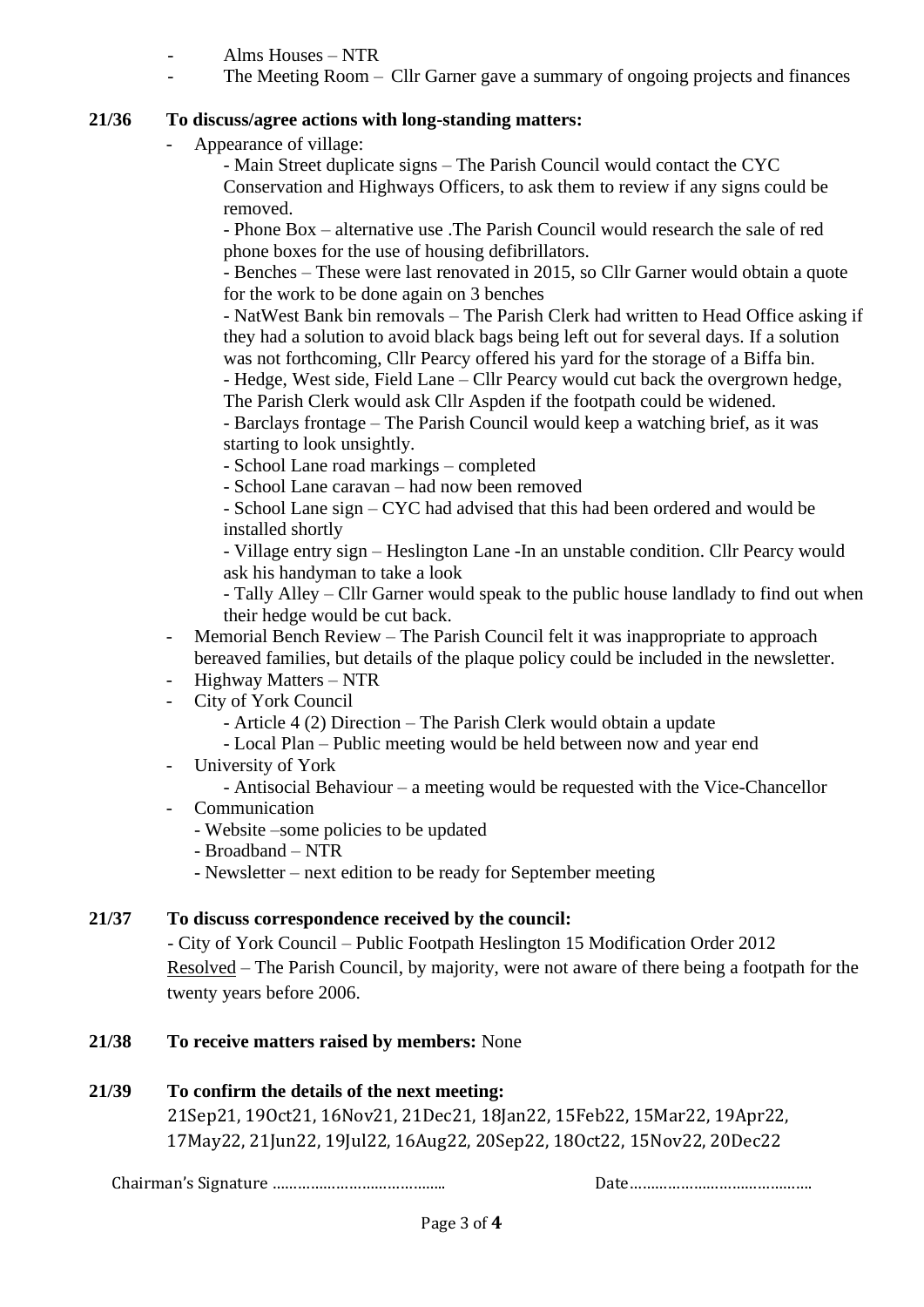- Alms Houses – NTR
- The Meeting Room – Cllr Garner gave a summary of ongoing projects and finances

**21/36 To discuss/agree actions with long-standing matters:**

- Appearance of village:
  - Main Street duplicate signs – The Parish Council would contact the CYC Conservation and Highways Officers, to ask them to review if any signs could be removed.
  - Phone Box – alternative use .The Parish Council would research the sale of red phone boxes for the use of housing defibrillators.
  - Benches – These were last renovated in 2015, so Cllr Garner would obtain a quote for the work to be done again on 3 benches
  - NatWest Bank bin removals – The Parish Clerk had written to Head Office asking if they had a solution to avoid black bags being left out for several days. If a solution was not forthcoming, Cllr Pearcy offered his yard for the storage of a Biffa bin.
  - Hedge, West side, Field Lane – Cllr Pearcy would cut back the overgrown hedge, The Parish Clerk would ask Cllr Aspden if the footpath could be widened.
  - Barclays frontage – The Parish Council would keep a watching brief, as it was starting to look unsightly.
  - School Lane road markings – completed
  - School Lane caravan – had now been removed
  - School Lane sign – CYC had advised that this had been ordered and would be installed shortly
  - Village entry sign – Heslington Lane -In an unstable condition. Cllr Pearcy would ask his handyman to take a look
  - Tally Alley – Cllr Garner would speak to the public house landlady to find out when their hedge would be cut back.
- Memorial Bench Review – The Parish Council felt it was inappropriate to approach bereaved families, but details of the plaque policy could be included in the newsletter.
- Highway Matters – NTR
- City of York Council
  - Article 4 (2) Direction – The Parish Clerk would obtain a update
  - Local Plan – Public meeting would be held between now and year end
- University of York
  - Antisocial Behaviour – a meeting would be requested with the Vice-Chancellor
- Communication
  - Website –some policies to be updated
  - Broadband – NTR
  - Newsletter – next edition to be ready for September meeting

**21/37 To discuss correspondence received by the council:**

- City of York Council – Public Footpath Heslington 15 Modification Order 2012

Resolved – The Parish Council, by majority, were not aware of there being a footpath for the twenty years before 2006.

**21/38 To receive matters raised by members:** None

**21/39 To confirm the details of the next meeting:**

21Sep21, 19Oct21, 16Nov21, 21Dec21, 18Jan22, 15Feb22, 15Mar22, 19Apr22, 17May22, 21Jun22, 19Jul22, 16Aug22, 20Sep22, 18Oct22, 15Nov22, 20Dec22

Chairman's Signature …………………………………… Date……………………………………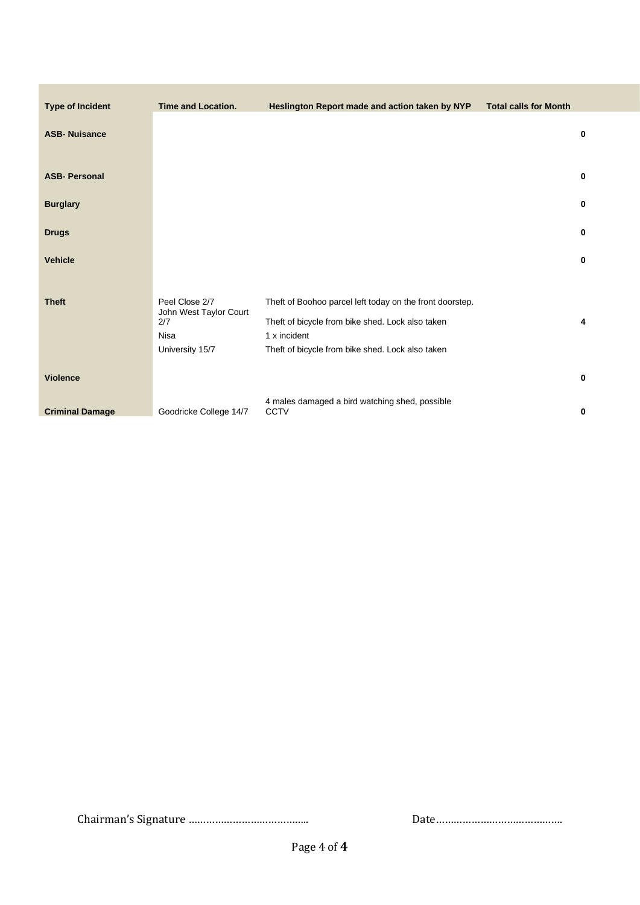| Type of Incident | Time and Location. | Heslington Report made and action taken by NYP | Total calls for Month |
|---|---|---|---|
| **ASB- Nuisance** | | | **0** |
| **ASB- Personal** | | | **0** |
| **Burglary** | | | **0** |
| **Drugs** | | | **0** |
| **Vehicle** | | | **0** |
| **Theft** | Peel Close 2/7 | Theft of Boohoo parcel left today on the front doorstep. | |
| | John West Taylor Court 2/7 | Theft of bicycle from bike shed. Lock also taken | **4** |
| | Nisa | 1 x incident | |
| | University 15/7 | Theft of bicycle from bike shed. Lock also taken | |
| **Violence** | | | **0** |
| **Criminal Damage** | Goodricke College 14/7 | 4 males damaged a bird watching shed, possible CCTV | **0** |

Chairman's Signature …………………………………… Date……………………………………